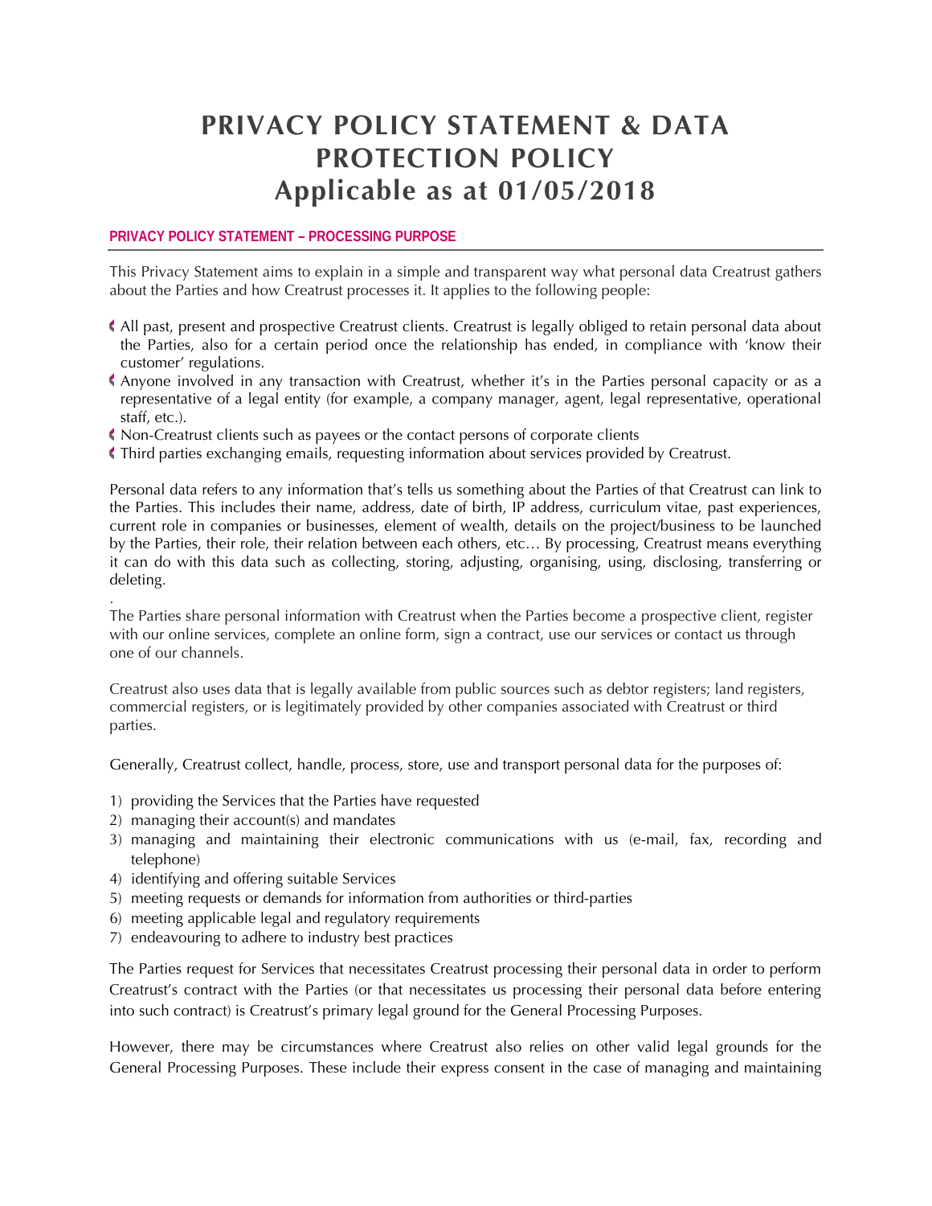# PRIVACY POLICY STATEMENT & DATA PROTECTION POLICY
# Applicable as at 01/05/2018

## PRIVACY POLICY STATEMENT – PROCESSING PURPOSE

This Privacy Statement aims to explain in a simple and transparent way what personal data Creatrust gathers about the Parties and how Creatrust processes it. It applies to the following people:

- All past, present and prospective Creatrust clients. Creatrust is legally obliged to retain personal data about the Parties, also for a certain period once the relationship has ended, in compliance with 'know their customer' regulations.
- Anyone involved in any transaction with Creatrust, whether it's in the Parties personal capacity or as a representative of a legal entity (for example, a company manager, agent, legal representative, operational staff, etc.).
- Non-Creatrust clients such as payees or the contact persons of corporate clients
- Third parties exchanging emails, requesting information about services provided by Creatrust.

Personal data refers to any information that's tells us something about the Parties of that Creatrust can link to the Parties. This includes their name, address, date of birth, IP address, curriculum vitae, past experiences, current role in companies or businesses, element of wealth, details on the project/business to be launched by the Parties, their role, their relation between each others, etc… By processing, Creatrust means everything it can do with this data such as collecting, storing, adjusting, organising, using, disclosing, transferring or deleting.

.

The Parties share personal information with Creatrust when the Parties become a prospective client, register with our online services, complete an online form, sign a contract, use our services or contact us through one of our channels.

Creatrust also uses data that is legally available from public sources such as debtor registers; land registers, commercial registers, or is legitimately provided by other companies associated with Creatrust or third parties.

Generally, Creatrust collect, handle, process, store, use and transport personal data for the purposes of:

1) providing the Services that the Parties have requested
2) managing their account(s) and mandates
3) managing and maintaining their electronic communications with us (e-mail, fax, recording and telephone)
4) identifying and offering suitable Services
5) meeting requests or demands for information from authorities or third-parties
6) meeting applicable legal and regulatory requirements
7) endeavouring to adhere to industry best practices

The Parties request for Services that necessitates Creatrust processing their personal data in order to perform Creatrust's contract with the Parties (or that necessitates us processing their personal data before entering into such contract) is Creatrust's primary legal ground for the General Processing Purposes.

However, there may be circumstances where Creatrust also relies on other valid legal grounds for the General Processing Purposes. These include their express consent in the case of managing and maintaining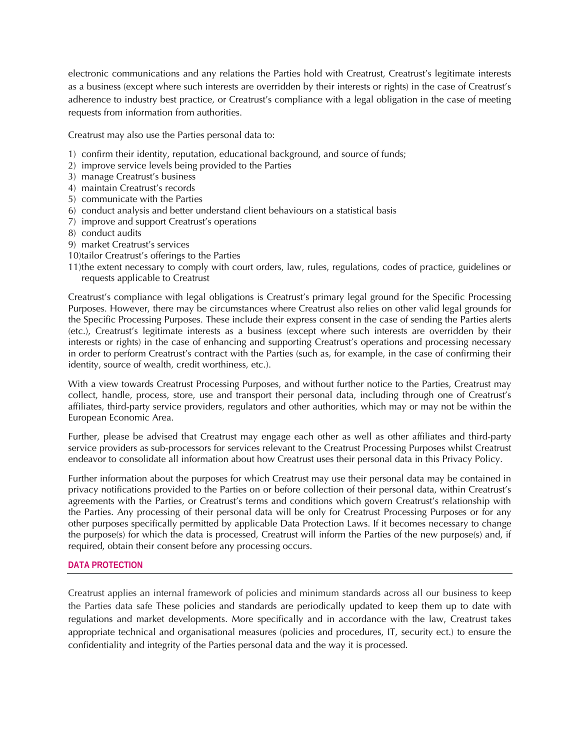electronic communications and any relations the Parties hold with Creatrust, Creatrust's legitimate interests as a business (except where such interests are overridden by their interests or rights) in the case of Creatrust's adherence to industry best practice, or Creatrust's compliance with a legal obligation in the case of meeting requests from information from authorities.

Creatrust may also use the Parties personal data to:

1) confirm their identity, reputation, educational background, and source of funds;
2) improve service levels being provided to the Parties
3) manage Creatrust's business
4) maintain Creatrust's records
5) communicate with the Parties
6) conduct analysis and better understand client behaviours on a statistical basis
7) improve and support Creatrust's operations
8) conduct audits
9) market Creatrust's services
10) tailor Creatrust's offerings to the Parties
11) the extent necessary to comply with court orders, law, rules, regulations, codes of practice, guidelines or requests applicable to Creatrust

Creatrust's compliance with legal obligations is Creatrust's primary legal ground for the Specific Processing Purposes. However, there may be circumstances where Creatrust also relies on other valid legal grounds for the Specific Processing Purposes. These include their express consent in the case of sending the Parties alerts (etc.), Creatrust's legitimate interests as a business (except where such interests are overridden by their interests or rights) in the case of enhancing and supporting Creatrust's operations and processing necessary in order to perform Creatrust's contract with the Parties (such as, for example, in the case of confirming their identity, source of wealth, credit worthiness, etc.).

With a view towards Creatrust Processing Purposes, and without further notice to the Parties, Creatrust may collect, handle, process, store, use and transport their personal data, including through one of Creatrust's affiliates, third-party service providers, regulators and other authorities, which may or may not be within the European Economic Area.

Further, please be advised that Creatrust may engage each other as well as other affiliates and third-party service providers as sub-processors for services relevant to the Creatrust Processing Purposes whilst Creatrust endeavor to consolidate all information about how Creatrust uses their personal data in this Privacy Policy.

Further information about the purposes for which Creatrust may use their personal data may be contained in privacy notifications provided to the Parties on or before collection of their personal data, within Creatrust's agreements with the Parties, or Creatrust's terms and conditions which govern Creatrust's relationship with the Parties. Any processing of their personal data will be only for Creatrust Processing Purposes or for any other purposes specifically permitted by applicable Data Protection Laws. If it becomes necessary to change the purpose(s) for which the data is processed, Creatrust will inform the Parties of the new purpose(s) and, if required, obtain their consent before any processing occurs.

## DATA PROTECTION

Creatrust applies an internal framework of policies and minimum standards across all our business to keep the Parties data safe These policies and standards are periodically updated to keep them up to date with regulations and market developments. More specifically and in accordance with the law, Creatrust takes appropriate technical and organisational measures (policies and procedures, IT, security ect.) to ensure the confidentiality and integrity of the Parties personal data and the way it is processed.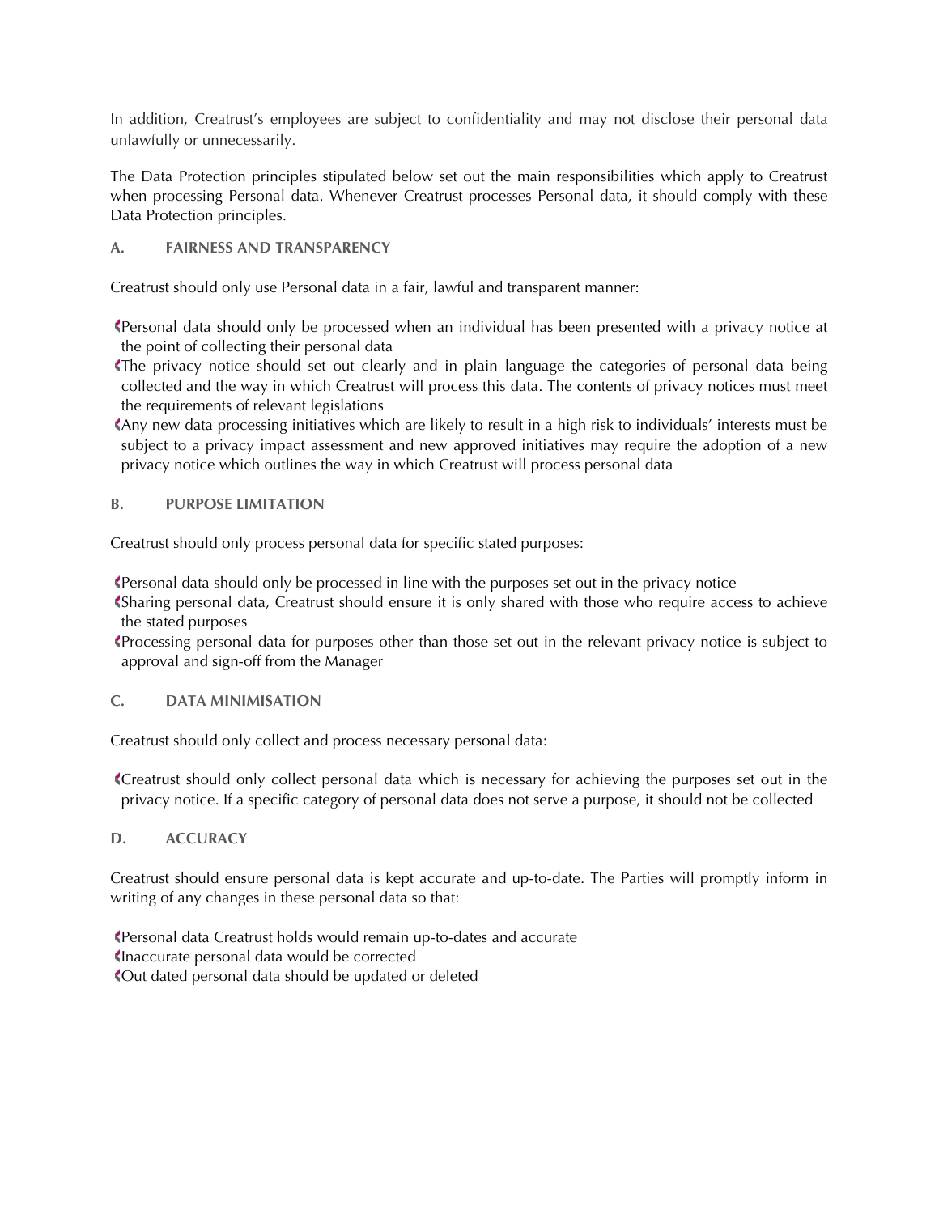In addition, Creatrust's employees are subject to confidentiality and may not disclose their personal data unlawfully or unnecessarily.

The Data Protection principles stipulated below set out the main responsibilities which apply to Creatrust when processing Personal data. Whenever Creatrust processes Personal data, it should comply with these Data Protection principles.

### A. FAIRNESS AND TRANSPARENCY

Creatrust should only use Personal data in a fair, lawful and transparent manner:

- Personal data should only be processed when an individual has been presented with a privacy notice at the point of collecting their personal data
- The privacy notice should set out clearly and in plain language the categories of personal data being collected and the way in which Creatrust will process this data. The contents of privacy notices must meet the requirements of relevant legislations
- Any new data processing initiatives which are likely to result in a high risk to individuals' interests must be subject to a privacy impact assessment and new approved initiatives may require the adoption of a new privacy notice which outlines the way in which Creatrust will process personal data

### B. PURPOSE LIMITATION

Creatrust should only process personal data for specific stated purposes:

- Personal data should only be processed in line with the purposes set out in the privacy notice
- Sharing personal data, Creatrust should ensure it is only shared with those who require access to achieve the stated purposes
- Processing personal data for purposes other than those set out in the relevant privacy notice is subject to approval and sign-off from the Manager

### C. DATA MINIMISATION

Creatrust should only collect and process necessary personal data:

- Creatrust should only collect personal data which is necessary for achieving the purposes set out in the privacy notice. If a specific category of personal data does not serve a purpose, it should not be collected

### D. ACCURACY

Creatrust should ensure personal data is kept accurate and up-to-date. The Parties will promptly inform in writing of any changes in these personal data so that:

- Personal data Creatrust holds would remain up-to-dates and accurate
- Inaccurate personal data would be corrected
- Out dated personal data should be updated or deleted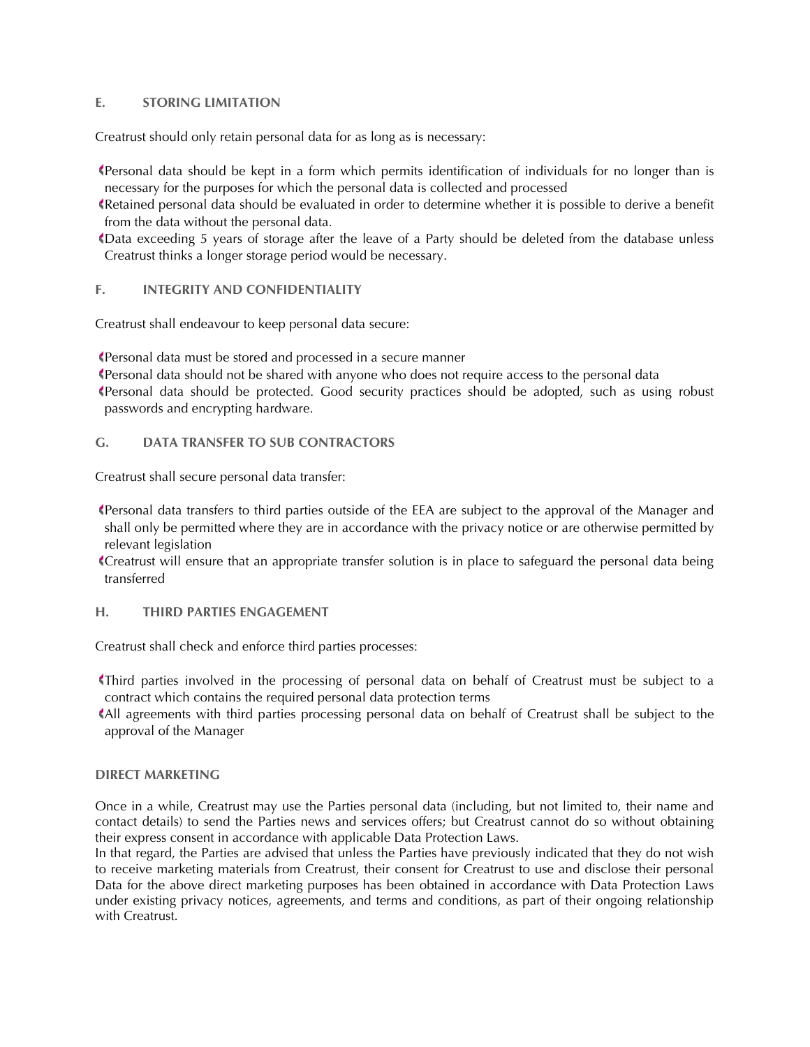### E. STORING LIMITATION

Creatrust should only retain personal data for as long as is necessary:

- Personal data should be kept in a form which permits identification of individuals for no longer than is necessary for the purposes for which the personal data is collected and processed
- Retained personal data should be evaluated in order to determine whether it is possible to derive a benefit from the data without the personal data.
- Data exceeding 5 years of storage after the leave of a Party should be deleted from the database unless Creatrust thinks a longer storage period would be necessary.

### F. INTEGRITY AND CONFIDENTIALITY

Creatrust shall endeavour to keep personal data secure:

- Personal data must be stored and processed in a secure manner
- Personal data should not be shared with anyone who does not require access to the personal data
- Personal data should be protected. Good security practices should be adopted, such as using robust passwords and encrypting hardware.

### G. DATA TRANSFER TO SUB CONTRACTORS

Creatrust shall secure personal data transfer:

- Personal data transfers to third parties outside of the EEA are subject to the approval of the Manager and shall only be permitted where they are in accordance with the privacy notice or are otherwise permitted by relevant legislation
- Creatrust will ensure that an appropriate transfer solution is in place to safeguard the personal data being transferred

### H. THIRD PARTIES ENGAGEMENT

Creatrust shall check and enforce third parties processes:

- Third parties involved in the processing of personal data on behalf of Creatrust must be subject to a contract which contains the required personal data protection terms
- All agreements with third parties processing personal data on behalf of Creatrust shall be subject to the approval of the Manager

### DIRECT MARKETING

Once in a while, Creatrust may use the Parties personal data (including, but not limited to, their name and contact details) to send the Parties news and services offers; but Creatrust cannot do so without obtaining their express consent in accordance with applicable Data Protection Laws.
In that regard, the Parties are advised that unless the Parties have previously indicated that they do not wish to receive marketing materials from Creatrust, their consent for Creatrust to use and disclose their personal Data for the above direct marketing purposes has been obtained in accordance with Data Protection Laws under existing privacy notices, agreements, and terms and conditions, as part of their ongoing relationship with Creatrust.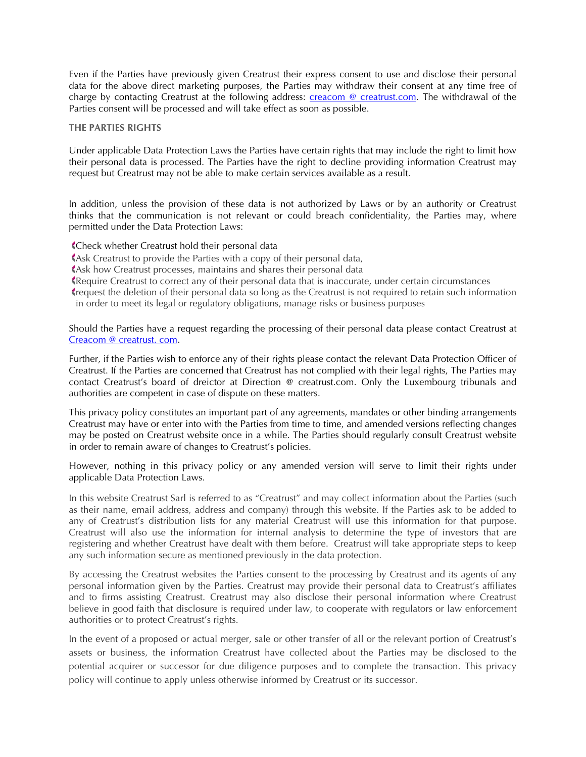Even if the Parties have previously given Creatrust their express consent to use and disclose their personal data for the above direct marketing purposes, the Parties may withdraw their consent at any time free of charge by contacting Creatrust at the following address: creacom @ creatrust.com. The withdrawal of the Parties consent will be processed and will take effect as soon as possible.

**THE PARTIES RIGHTS**

Under applicable Data Protection Laws the Parties have certain rights that may include the right to limit how their personal data is processed. The Parties have the right to decline providing information Creatrust may request but Creatrust may not be able to make certain services available as a result.

In addition, unless the provision of these data is not authorized by Laws or by an authority or Creatrust thinks that the communication is not relevant or could breach confidentiality, the Parties may, where permitted under the Data Protection Laws:

- Check whether Creatrust hold their personal data
- Ask Creatrust to provide the Parties with a copy of their personal data,
- Ask how Creatrust processes, maintains and shares their personal data
- Require Creatrust to correct any of their personal data that is inaccurate, under certain circumstances
- request the deletion of their personal data so long as the Creatrust is not required to retain such information in order to meet its legal or regulatory obligations, manage risks or business purposes

Should the Parties have a request regarding the processing of their personal data please contact Creatrust at Creacom @ creatrust. com.

Further, if the Parties wish to enforce any of their rights please contact the relevant Data Protection Officer of Creatrust. If the Parties are concerned that Creatrust has not complied with their legal rights, The Parties may contact Creatrust's board of dreictor at Direction @ creatrust.com. Only the Luxembourg tribunals and authorities are competent in case of dispute on these matters.

This privacy policy constitutes an important part of any agreements, mandates or other binding arrangements Creatrust may have or enter into with the Parties from time to time, and amended versions reflecting changes may be posted on Creatrust website once in a while. The Parties should regularly consult Creatrust website in order to remain aware of changes to Creatrust's policies.

However, nothing in this privacy policy or any amended version will serve to limit their rights under applicable Data Protection Laws.

In this website Creatrust Sarl is referred to as "Creatrust" and may collect information about the Parties (such as their name, email address, address and company) through this website. If the Parties ask to be added to any of Creatrust's distribution lists for any material Creatrust will use this information for that purpose. Creatrust will also use the information for internal analysis to determine the type of investors that are registering and whether Creatrust have dealt with them before. Creatrust will take appropriate steps to keep any such information secure as mentioned previously in the data protection.

By accessing the Creatrust websites the Parties consent to the processing by Creatrust and its agents of any personal information given by the Parties. Creatrust may provide their personal data to Creatrust's affiliates and to firms assisting Creatrust. Creatrust may also disclose their personal information where Creatrust believe in good faith that disclosure is required under law, to cooperate with regulators or law enforcement authorities or to protect Creatrust's rights.

In the event of a proposed or actual merger, sale or other transfer of all or the relevant portion of Creatrust's assets or business, the information Creatrust have collected about the Parties may be disclosed to the potential acquirer or successor for due diligence purposes and to complete the transaction. This privacy policy will continue to apply unless otherwise informed by Creatrust or its successor.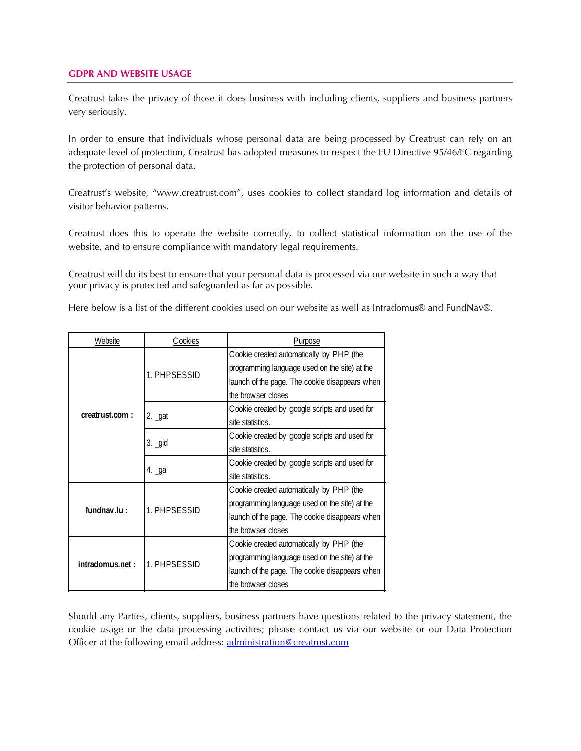## GDPR AND WEBSITE USAGE

Creatrust takes the privacy of those it does business with including clients, suppliers and business partners very seriously.

In order to ensure that individuals whose personal data are being processed by Creatrust can rely on an adequate level of protection, Creatrust has adopted measures to respect the EU Directive 95/46/EC regarding the protection of personal data.

Creatrust's website, "www.creatrust.com", uses cookies to collect standard log information and details of visitor behavior patterns.

Creatrust does this to operate the website correctly, to collect statistical information on the use of the website, and to ensure compliance with mandatory legal requirements.

Creatrust will do its best to ensure that your personal data is processed via our website in such a way that your privacy is protected and safeguarded as far as possible.

Here below is a list of the different cookies used on our website as well as Intradomus® and FundNav®.

| Website | Cookies | Purpose |
|---|---|---|
| **creatrust.com :** | 1. PHPSESSID | Cookie created automatically by PHP (the programming language used on the site) at the launch of the page. The cookie disappears when the browser closes |
| | 2. _gat | Cookie created by google scripts and used for site statistics. |
| | 3. _gid | Cookie created by google scripts and used for site statistics. |
| | 4. _ga | Cookie created by google scripts and used for site statistics. |
| **fundnav.lu :** | 1. PHPSESSID | Cookie created automatically by PHP (the programming language used on the site) at the launch of the page. The cookie disappears when the browser closes |
| **intradomus.net :** | 1. PHPSESSID | Cookie created automatically by PHP (the programming language used on the site) at the launch of the page. The cookie disappears when the browser closes |

Should any Parties, clients, suppliers, business partners have questions related to the privacy statement, the cookie usage or the data processing activities; please contact us via our website or our Data Protection Officer at the following email address: administration@creatrust.com